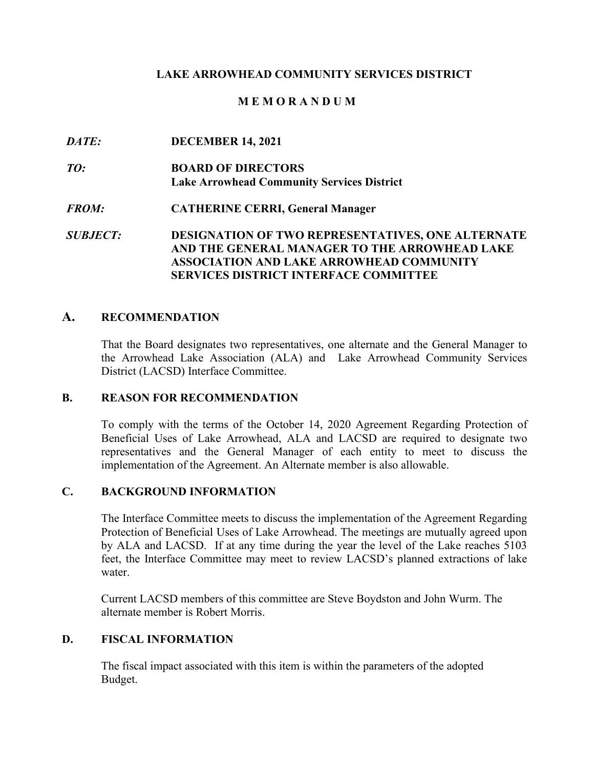**LAKE ARROWHEAD COMMUNITY SERVICES DISTRICT**

**M E M O R A N D U M**

***DATE:*** **DECEMBER 14, 2021**

***TO:*** **BOARD OF DIRECTORS**
**Lake Arrowhead Community Services District**

***FROM:*** **CATHERINE CERRI, General Manager**

***SUBJECT:*** **DESIGNATION OF TWO REPRESENTATIVES, ONE ALTERNATE AND THE GENERAL MANAGER TO THE ARROWHEAD LAKE ASSOCIATION AND LAKE ARROWHEAD COMMUNITY SERVICES DISTRICT INTERFACE COMMITTEE**

## A. RECOMMENDATION

That the Board designates two representatives, one alternate and the General Manager to the Arrowhead Lake Association (ALA) and Lake Arrowhead Community Services District (LACSD) Interface Committee.

## B. REASON FOR RECOMMENDATION

To comply with the terms of the October 14, 2020 Agreement Regarding Protection of Beneficial Uses of Lake Arrowhead, ALA and LACSD are required to designate two representatives and the General Manager of each entity to meet to discuss the implementation of the Agreement. An Alternate member is also allowable.

## C. BACKGROUND INFORMATION

The Interface Committee meets to discuss the implementation of the Agreement Regarding Protection of Beneficial Uses of Lake Arrowhead. The meetings are mutually agreed upon by ALA and LACSD. If at any time during the year the level of the Lake reaches 5103 feet, the Interface Committee may meet to review LACSD's planned extractions of lake water.

Current LACSD members of this committee are Steve Boydston and John Wurm. The alternate member is Robert Morris.

## D. FISCAL INFORMATION

The fiscal impact associated with this item is within the parameters of the adopted Budget.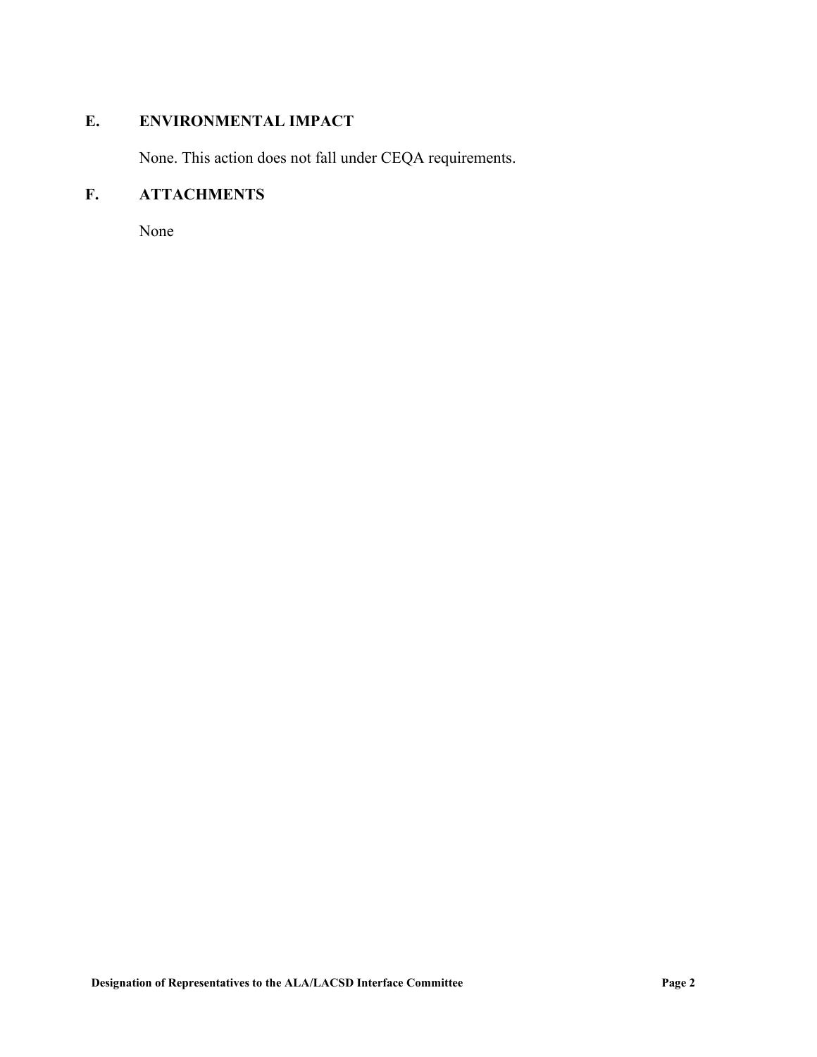## E. ENVIRONMENTAL IMPACT

None. This action does not fall under CEQA requirements.

## F. ATTACHMENTS

None